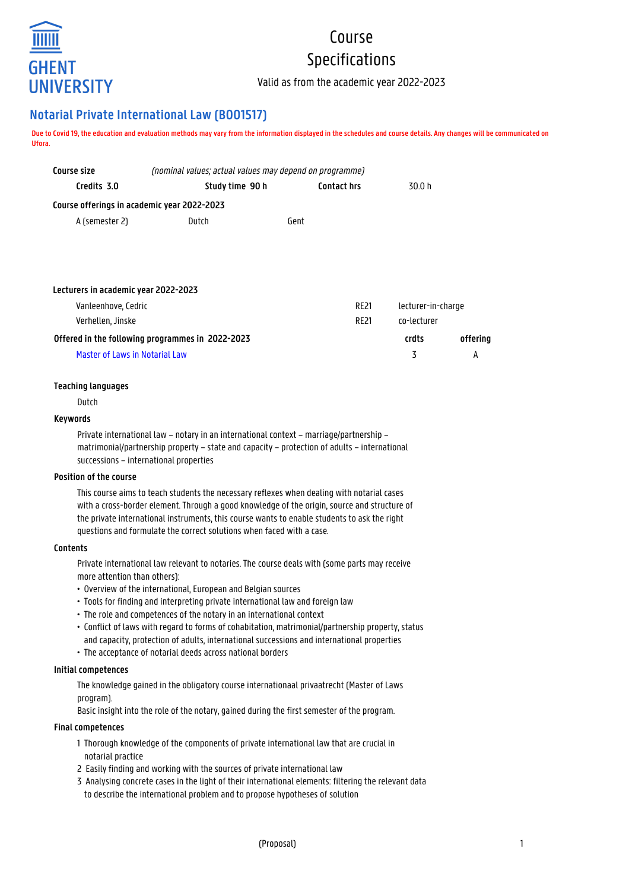# Course Specifications

Valid as from the academic year 2022-2023

## Notarial Private International Law (B001517)

**Due to Covid 19, the education and evaluation methods may vary from the information displayed in the schedules and course details. Any changes will be communicated on Ufora.**

| Course size | *(nominal values; actual values may depend on programme)* | | |
|---|---|---|---|
| **Credits 3.0** | **Study time 90 h** | **Contact hrs** | 30.0 h |

**Course offerings in academic year 2022-2023**

| | | |
|---|---|---|
| A (semester 2) | Dutch | Gent |

**Lecturers in academic year 2022-2023**

| | | |
|---|---|---|
| Vanleenhove, Cedric | RE21 | lecturer-in-charge |
| Verhellen, Jinske | RE21 | co-lecturer |

| Offered in the following programmes in 2022-2023 | crdts | offering |
|---|---|---|
| Master of Laws in Notarial Law | 3 | A |

### Teaching languages

Dutch

### Keywords

Private international law – notary in an international context – marriage/partnership – matrimonial/partnership property – state and capacity – protection of adults – international successions – international properties

### Position of the course

This course aims to teach students the necessary reflexes when dealing with notarial cases with a cross-border element. Through a good knowledge of the origin, source and structure of the private international instruments, this course wants to enable students to ask the right questions and formulate the correct solutions when faced with a case.

### Contents

Private international law relevant to notaries. The course deals with (some parts may receive more attention than others):

- Overview of the international, European and Belgian sources
- Tools for finding and interpreting private international law and foreign law
- The role and competences of the notary in an international context
- Conflict of laws with regard to forms of cohabitation, matrimonial/partnership property, status and capacity, protection of adults, international successions and international properties
- The acceptance of notarial deeds across national borders

### Initial competences

The knowledge gained in the obligatory course internationaal privaatrecht (Master of Laws program).
Basic insight into the role of the notary, gained during the first semester of the program.

### Final competences

1. Thorough knowledge of the components of private international law that are crucial in notarial practice
2. Easily finding and working with the sources of private international law
3. Analysing concrete cases in the light of their international elements: filtering the relevant data to describe the international problem and to propose hypotheses of solution

(Proposal)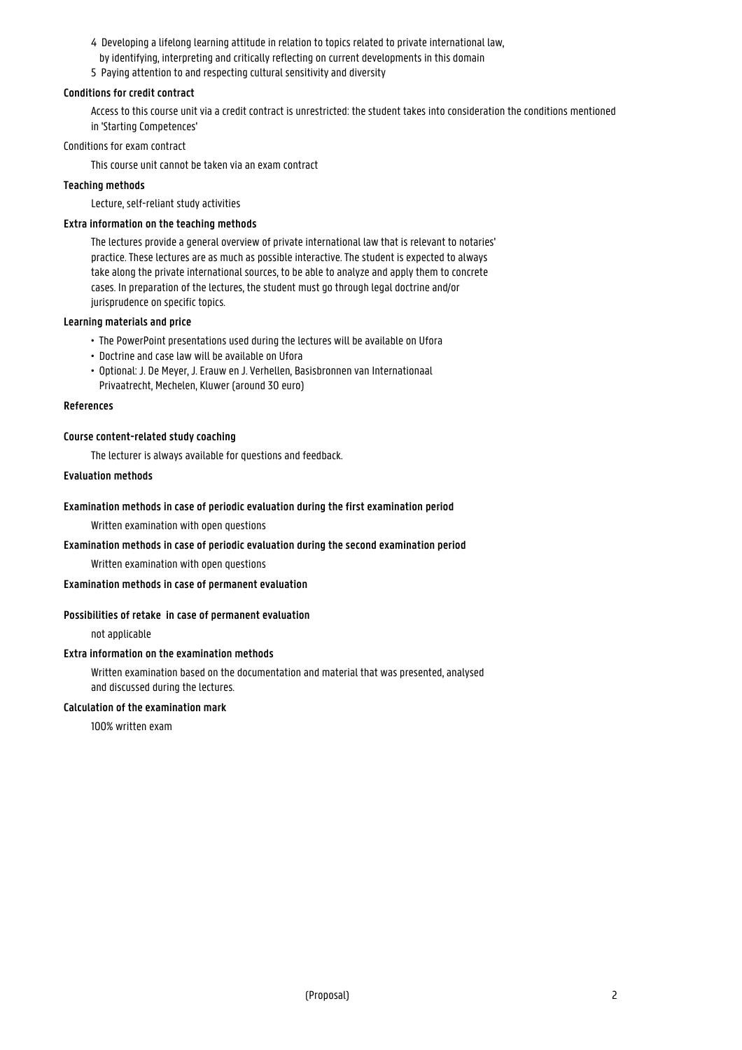4 Developing a lifelong learning attitude in relation to topics related to private international law, by identifying, interpreting and critically reflecting on current developments in this domain

5 Paying attention to and respecting cultural sensitivity and diversity

**Conditions for credit contract**

Access to this course unit via a credit contract is unrestricted: the student takes into consideration the conditions mentioned in 'Starting Competences'

Conditions for exam contract

This course unit cannot be taken via an exam contract

**Teaching methods**

Lecture, self-reliant study activities

**Extra information on the teaching methods**

The lectures provide a general overview of private international law that is relevant to notaries' practice. These lectures are as much as possible interactive. The student is expected to always take along the private international sources, to be able to analyze and apply them to concrete cases. In preparation of the lectures, the student must go through legal doctrine and/or jurisprudence on specific topics.

**Learning materials and price**

- The PowerPoint presentations used during the lectures will be available on Ufora
- Doctrine and case law will be available on Ufora
- Optional: J. De Meyer, J. Erauw en J. Verhellen, Basisbronnen van Internationaal Privaatrecht, Mechelen, Kluwer (around 30 euro)

**References**

**Course content-related study coaching**

The lecturer is always available for questions and feedback.

**Evaluation methods**

**Examination methods in case of periodic evaluation during the first examination period**

Written examination with open questions

**Examination methods in case of periodic evaluation during the second examination period**

Written examination with open questions

**Examination methods in case of permanent evaluation**

**Possibilities of retake in case of permanent evaluation**

not applicable

**Extra information on the examination methods**

Written examination based on the documentation and material that was presented, analysed and discussed during the lectures.

**Calculation of the examination mark**

100% written exam